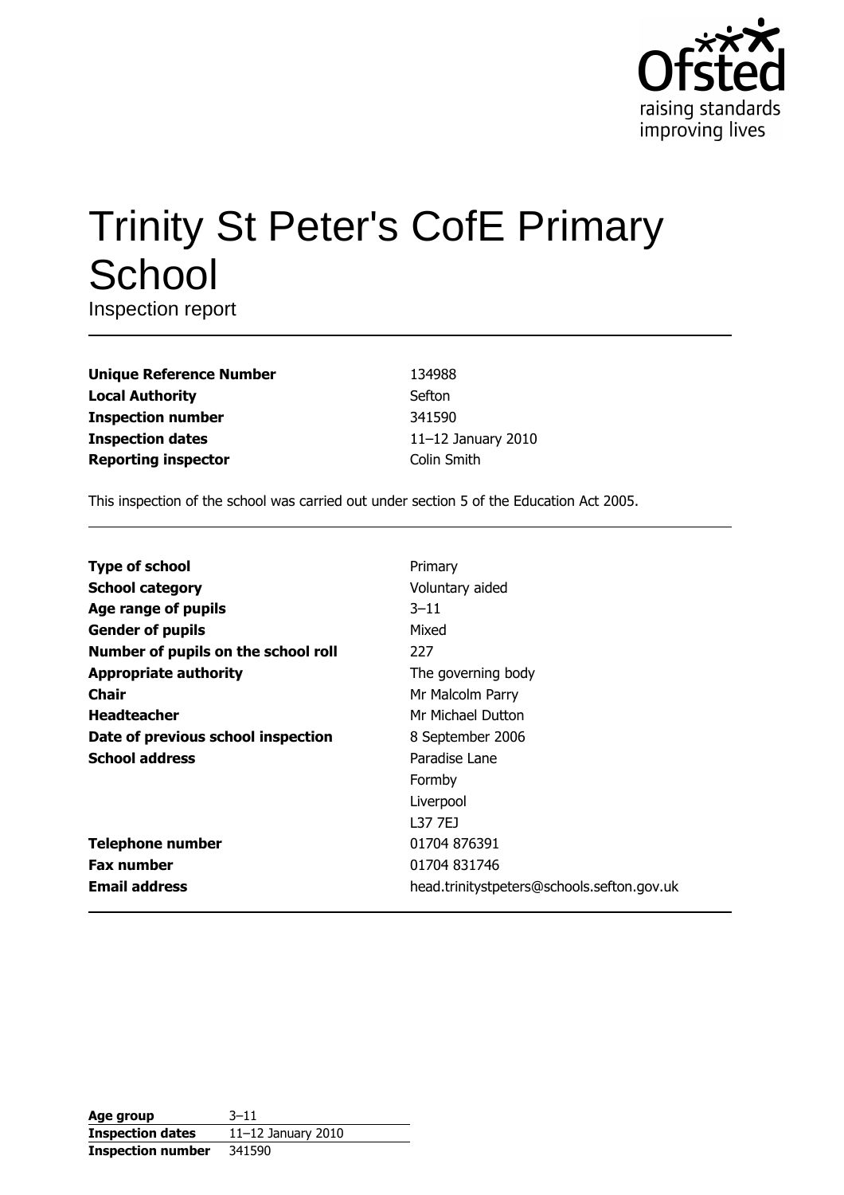Ofsted
raising standards
improving lives

# Trinity St Peter's CofE Primary School

Inspection report

| | |
|---|---|
| **Unique Reference Number** | 134988 |
| **Local Authority** | Sefton |
| **Inspection number** | 341590 |
| **Inspection dates** | 11–12 January 2010 |
| **Reporting inspector** | Colin Smith |

This inspection of the school was carried out under section 5 of the Education Act 2005.

| | |
|---|---|
| **Type of school** | Primary |
| **School category** | Voluntary aided |
| **Age range of pupils** | 3–11 |
| **Gender of pupils** | Mixed |
| **Number of pupils on the school roll** | 227 |
| **Appropriate authority** | The governing body |
| **Chair** | Mr Malcolm Parry |
| **Headteacher** | Mr Michael Dutton |
| **Date of previous school inspection** | 8 September 2006 |
| **School address** | Paradise Lane<br>Formby<br>Liverpool<br>L37 7EJ |
| **Telephone number** | 01704 876391 |
| **Fax number** | 01704 831746 |
| **Email address** | head.trinitystpeters@schools.sefton.gov.uk |

| | |
|---|---|
| **Age group** | 3–11 |
| **Inspection dates** | 11–12 January 2010 |
| **Inspection number** | 341590 |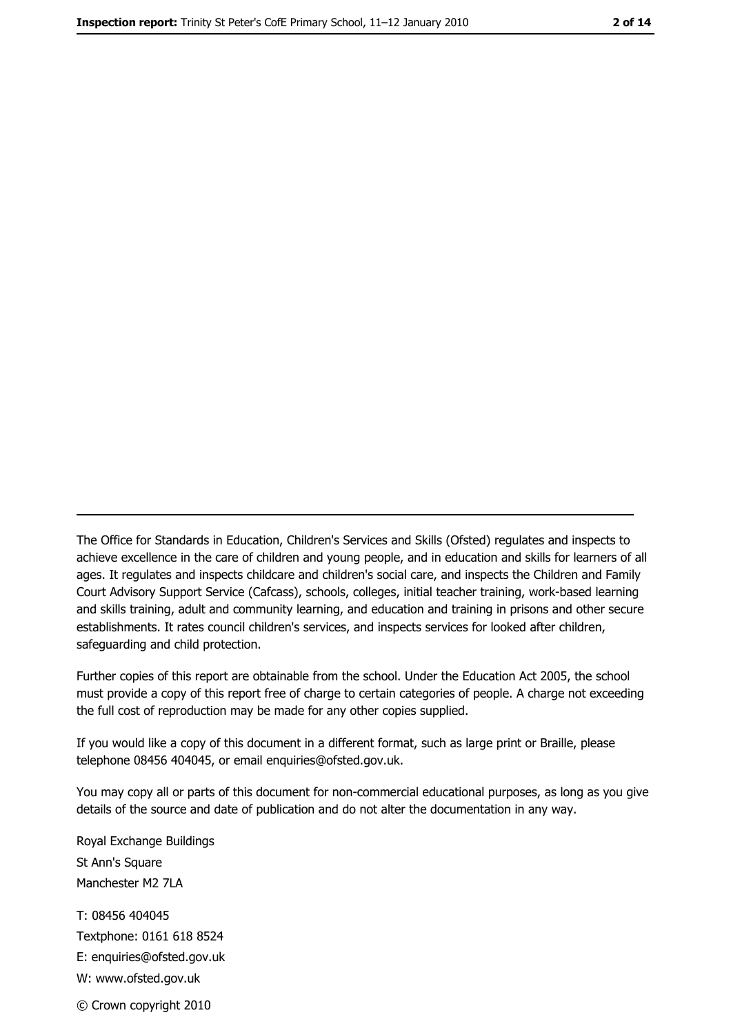The Office for Standards in Education, Children's Services and Skills (Ofsted) regulates and inspects to achieve excellence in the care of children and young people, and in education and skills for learners of all ages. It regulates and inspects childcare and children's social care, and inspects the Children and Family Court Advisory Support Service (Cafcass), schools, colleges, initial teacher training, work-based learning and skills training, adult and community learning, and education and training in prisons and other secure establishments. It rates council children's services, and inspects services for looked after children, safeguarding and child protection.

Further copies of this report are obtainable from the school. Under the Education Act 2005, the school must provide a copy of this report free of charge to certain categories of people. A charge not exceeding the full cost of reproduction may be made for any other copies supplied.

If you would like a copy of this document in a different format, such as large print or Braille, please telephone 08456 404045, or email enquiries@ofsted.gov.uk.

You may copy all or parts of this document for non-commercial educational purposes, as long as you give details of the source and date of publication and do not alter the documentation in any way.

Royal Exchange Buildings
St Ann's Square
Manchester M2 7LA

T: 08456 404045
Textphone: 0161 618 8524
E: enquiries@ofsted.gov.uk
W: www.ofsted.gov.uk

© Crown copyright 2010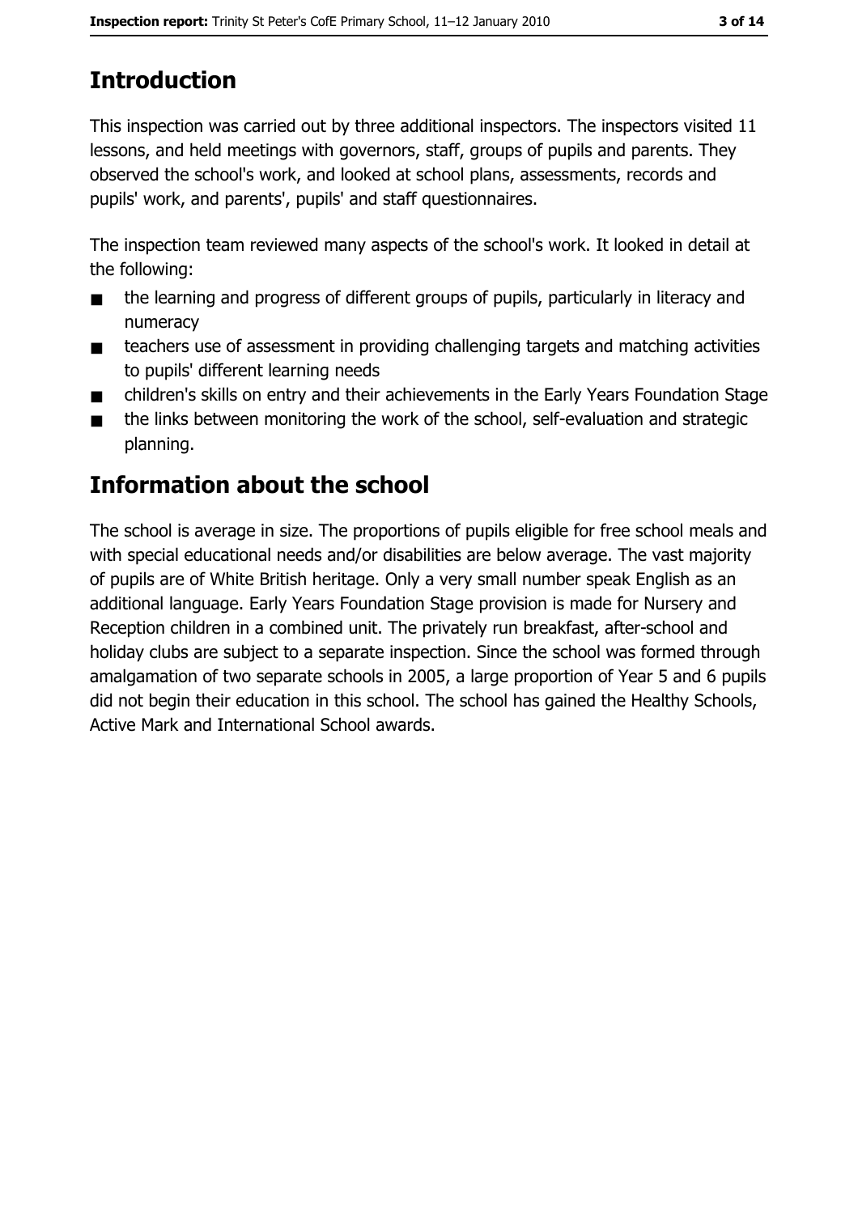## Introduction

This inspection was carried out by three additional inspectors. The inspectors visited 11 lessons, and held meetings with governors, staff, groups of pupils and parents. They observed the school's work, and looked at school plans, assessments, records and pupils' work, and parents', pupils' and staff questionnaires.

The inspection team reviewed many aspects of the school's work. It looked in detail at the following:

- the learning and progress of different groups of pupils, particularly in literacy and numeracy
- teachers use of assessment in providing challenging targets and matching activities to pupils' different learning needs
- children's skills on entry and their achievements in the Early Years Foundation Stage
- the links between monitoring the work of the school, self-evaluation and strategic planning.

## Information about the school

The school is average in size. The proportions of pupils eligible for free school meals and with special educational needs and/or disabilities are below average. The vast majority of pupils are of White British heritage. Only a very small number speak English as an additional language. Early Years Foundation Stage provision is made for Nursery and Reception children in a combined unit. The privately run breakfast, after-school and holiday clubs are subject to a separate inspection. Since the school was formed through amalgamation of two separate schools in 2005, a large proportion of Year 5 and 6 pupils did not begin their education in this school. The school has gained the Healthy Schools, Active Mark and International School awards.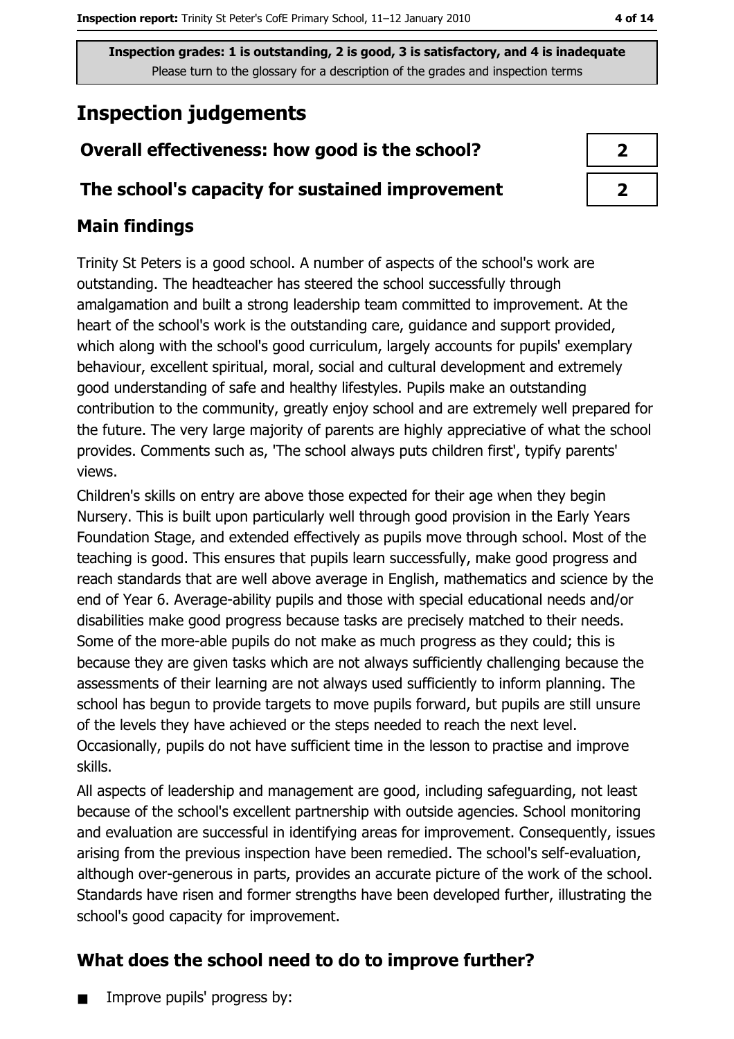**Inspection grades: 1 is outstanding, 2 is good, 3 is satisfactory, and 4 is inadequate**
Please turn to the glossary for a description of the grades and inspection terms

# Inspection judgements

| | |
|---|---|
| **Overall effectiveness: how good is the school?** | **2** |
| **The school's capacity for sustained improvement** | **2** |

## Main findings

Trinity St Peters is a good school. A number of aspects of the school's work are outstanding. The headteacher has steered the school successfully through amalgamation and built a strong leadership team committed to improvement. At the heart of the school's work is the outstanding care, guidance and support provided, which along with the school's good curriculum, largely accounts for pupils' exemplary behaviour, excellent spiritual, moral, social and cultural development and extremely good understanding of safe and healthy lifestyles. Pupils make an outstanding contribution to the community, greatly enjoy school and are extremely well prepared for the future. The very large majority of parents are highly appreciative of what the school provides. Comments such as, 'The school always puts children first', typify parents' views.

Children's skills on entry are above those expected for their age when they begin Nursery. This is built upon particularly well through good provision in the Early Years Foundation Stage, and extended effectively as pupils move through school. Most of the teaching is good. This ensures that pupils learn successfully, make good progress and reach standards that are well above average in English, mathematics and science by the end of Year 6. Average-ability pupils and those with special educational needs and/or disabilities make good progress because tasks are precisely matched to their needs. Some of the more-able pupils do not make as much progress as they could; this is because they are given tasks which are not always sufficiently challenging because the assessments of their learning are not always used sufficiently to inform planning. The school has begun to provide targets to move pupils forward, but pupils are still unsure of the levels they have achieved or the steps needed to reach the next level. Occasionally, pupils do not have sufficient time in the lesson to practise and improve skills.

All aspects of leadership and management are good, including safeguarding, not least because of the school's excellent partnership with outside agencies. School monitoring and evaluation are successful in identifying areas for improvement. Consequently, issues arising from the previous inspection have been remedied. The school's self-evaluation, although over-generous in parts, provides an accurate picture of the work of the school. Standards have risen and former strengths have been developed further, illustrating the school's good capacity for improvement.

## What does the school need to do to improve further?

- Improve pupils' progress by: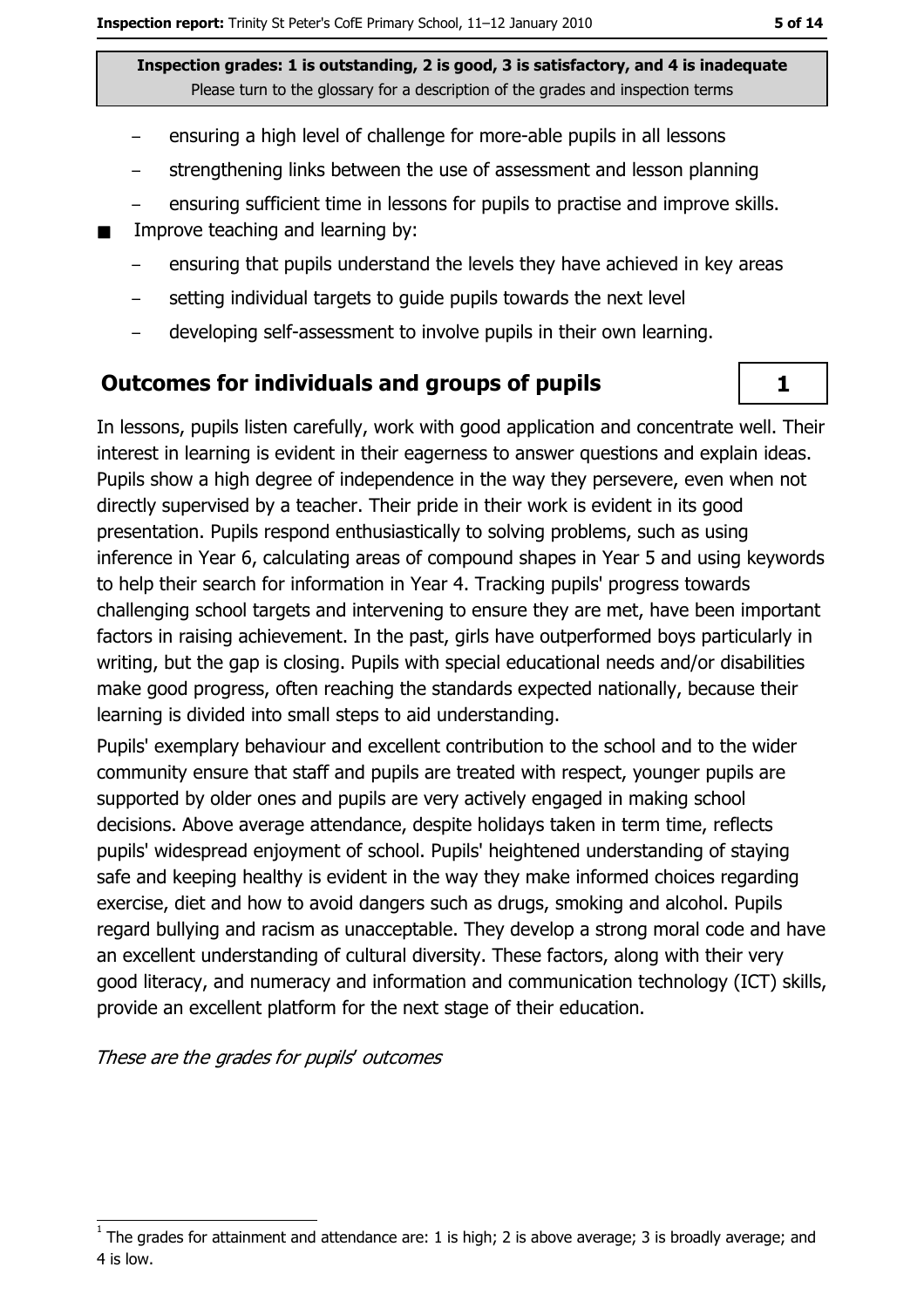**Inspection grades: 1 is outstanding, 2 is good, 3 is satisfactory, and 4 is inadequate**
Please turn to the glossary for a description of the grades and inspection terms

- ensuring a high level of challenge for more-able pupils in all lessons
- strengthening links between the use of assessment and lesson planning
- ensuring sufficient time in lessons for pupils to practise and improve skills.

■ Improve teaching and learning by:

- ensuring that pupils understand the levels they have achieved in key areas
- setting individual targets to guide pupils towards the next level
- developing self-assessment to involve pupils in their own learning.

## Outcomes for individuals and groups of pupils — 1

In lessons, pupils listen carefully, work with good application and concentrate well. Their interest in learning is evident in their eagerness to answer questions and explain ideas. Pupils show a high degree of independence in the way they persevere, even when not directly supervised by a teacher. Their pride in their work is evident in its good presentation. Pupils respond enthusiastically to solving problems, such as using inference in Year 6, calculating areas of compound shapes in Year 5 and using keywords to help their search for information in Year 4. Tracking pupils' progress towards challenging school targets and intervening to ensure they are met, have been important factors in raising achievement. In the past, girls have outperformed boys particularly in writing, but the gap is closing. Pupils with special educational needs and/or disabilities make good progress, often reaching the standards expected nationally, because their learning is divided into small steps to aid understanding.

Pupils' exemplary behaviour and excellent contribution to the school and to the wider community ensure that staff and pupils are treated with respect, younger pupils are supported by older ones and pupils are very actively engaged in making school decisions. Above average attendance, despite holidays taken in term time, reflects pupils' widespread enjoyment of school. Pupils' heightened understanding of staying safe and keeping healthy is evident in the way they make informed choices regarding exercise, diet and how to avoid dangers such as drugs, smoking and alcohol. Pupils regard bullying and racism as unacceptable. They develop a strong moral code and have an excellent understanding of cultural diversity. These factors, along with their very good literacy, and numeracy and information and communication technology (ICT) skills, provide an excellent platform for the next stage of their education.

*These are the grades for pupils' outcomes*

[1] The grades for attainment and attendance are: 1 is high; 2 is above average; 3 is broadly average; and 4 is low.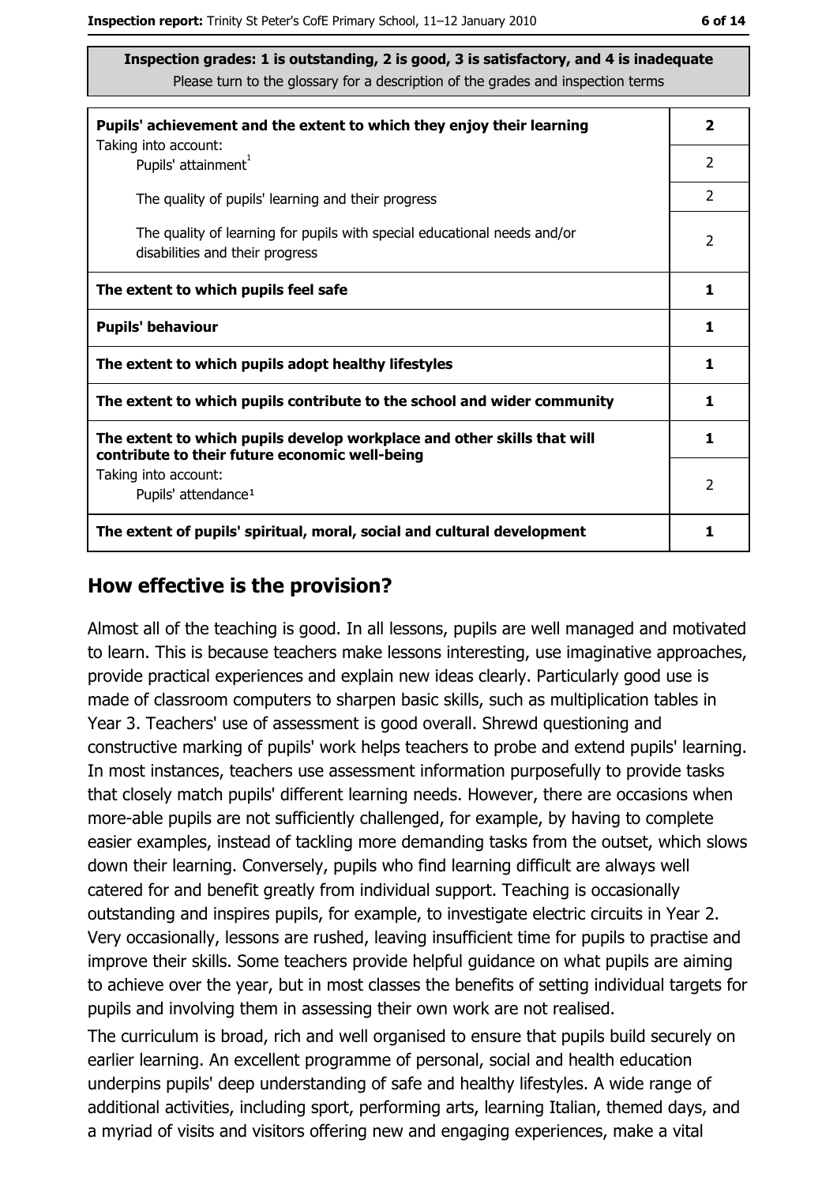**Inspection grades: 1 is outstanding, 2 is good, 3 is satisfactory, and 4 is inadequate**
Please turn to the glossary for a description of the grades and inspection terms

| | |
|---|---|
| **Pupils' achievement and the extent to which they enjoy their learning** | **2** |
| Taking into account: Pupils' attainment[1] | 2 |
| The quality of pupils' learning and their progress | 2 |
| The quality of learning for pupils with special educational needs and/or disabilities and their progress | 2 |
| **The extent to which pupils feel safe** | **1** |
| **Pupils' behaviour** | **1** |
| **The extent to which pupils adopt healthy lifestyles** | **1** |
| **The extent to which pupils contribute to the school and wider community** | **1** |
| **The extent to which pupils develop workplace and other skills that will contribute to their future economic well-being** | **1** |
| Taking into account: Pupils' attendance[1] | 2 |
| **The extent of pupils' spiritual, moral, social and cultural development** | **1** |

## How effective is the provision?

Almost all of the teaching is good. In all lessons, pupils are well managed and motivated to learn. This is because teachers make lessons interesting, use imaginative approaches, provide practical experiences and explain new ideas clearly. Particularly good use is made of classroom computers to sharpen basic skills, such as multiplication tables in Year 3. Teachers' use of assessment is good overall. Shrewd questioning and constructive marking of pupils' work helps teachers to probe and extend pupils' learning. In most instances, teachers use assessment information purposefully to provide tasks that closely match pupils' different learning needs. However, there are occasions when more-able pupils are not sufficiently challenged, for example, by having to complete easier examples, instead of tackling more demanding tasks from the outset, which slows down their learning. Conversely, pupils who find learning difficult are always well catered for and benefit greatly from individual support. Teaching is occasionally outstanding and inspires pupils, for example, to investigate electric circuits in Year 2. Very occasionally, lessons are rushed, leaving insufficient time for pupils to practise and improve their skills. Some teachers provide helpful guidance on what pupils are aiming to achieve over the year, but in most classes the benefits of setting individual targets for pupils and involving them in assessing their own work are not realised.

The curriculum is broad, rich and well organised to ensure that pupils build securely on earlier learning. An excellent programme of personal, social and health education underpins pupils' deep understanding of safe and healthy lifestyles. A wide range of additional activities, including sport, performing arts, learning Italian, themed days, and a myriad of visits and visitors offering new and engaging experiences, make a vital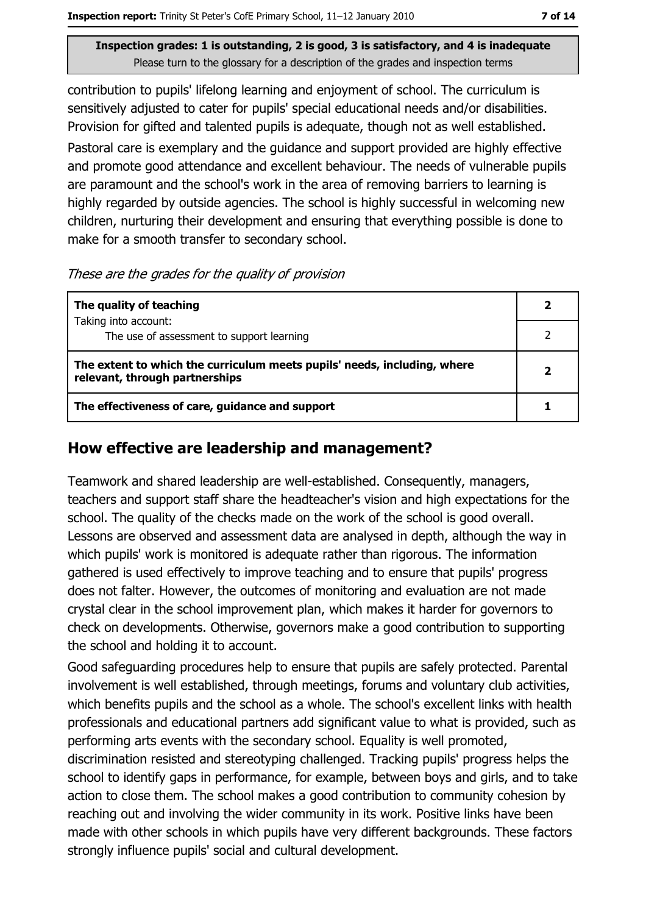**Inspection grades: 1 is outstanding, 2 is good, 3 is satisfactory, and 4 is inadequate**
Please turn to the glossary for a description of the grades and inspection terms

contribution to pupils' lifelong learning and enjoyment of school. The curriculum is sensitively adjusted to cater for pupils' special educational needs and/or disabilities. Provision for gifted and talented pupils is adequate, though not as well established.

Pastoral care is exemplary and the guidance and support provided are highly effective and promote good attendance and excellent behaviour. The needs of vulnerable pupils are paramount and the school's work in the area of removing barriers to learning is highly regarded by outside agencies. The school is highly successful in welcoming new children, nurturing their development and ensuring that everything possible is done to make for a smooth transfer to secondary school.

*These are the grades for the quality of provision*

| | |
|---|---|
| **The quality of teaching** | **2** |
| Taking into account: The use of assessment to support learning | 2 |
| **The extent to which the curriculum meets pupils' needs, including, where relevant, through partnerships** | **2** |
| **The effectiveness of care, guidance and support** | **1** |

## How effective are leadership and management?

Teamwork and shared leadership are well-established. Consequently, managers, teachers and support staff share the headteacher's vision and high expectations for the school. The quality of the checks made on the work of the school is good overall. Lessons are observed and assessment data are analysed in depth, although the way in which pupils' work is monitored is adequate rather than rigorous. The information gathered is used effectively to improve teaching and to ensure that pupils' progress does not falter. However, the outcomes of monitoring and evaluation are not made crystal clear in the school improvement plan, which makes it harder for governors to check on developments. Otherwise, governors make a good contribution to supporting the school and holding it to account.

Good safeguarding procedures help to ensure that pupils are safely protected. Parental involvement is well established, through meetings, forums and voluntary club activities, which benefits pupils and the school as a whole. The school's excellent links with health professionals and educational partners add significant value to what is provided, such as performing arts events with the secondary school. Equality is well promoted, discrimination resisted and stereotyping challenged. Tracking pupils' progress helps the school to identify gaps in performance, for example, between boys and girls, and to take action to close them. The school makes a good contribution to community cohesion by reaching out and involving the wider community in its work. Positive links have been made with other schools in which pupils have very different backgrounds. These factors strongly influence pupils' social and cultural development.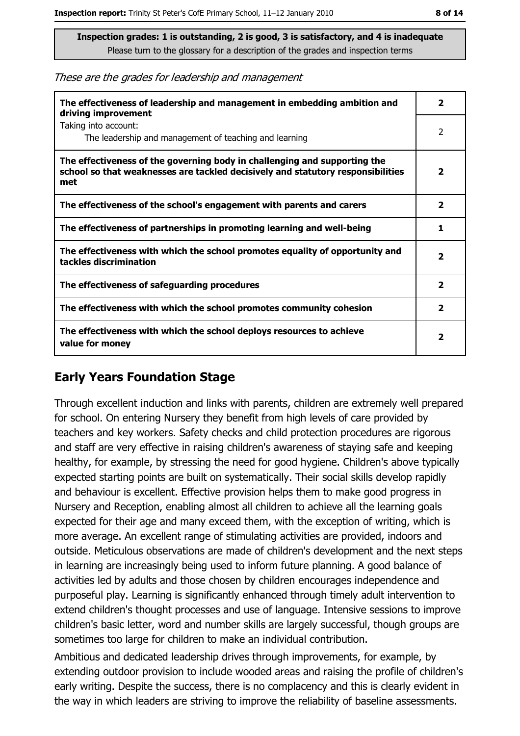**Inspection grades: 1 is outstanding, 2 is good, 3 is satisfactory, and 4 is inadequate**
Please turn to the glossary for a description of the grades and inspection terms

*These are the grades for leadership and management*

| | |
|---|---|
| **The effectiveness of leadership and management in embedding ambition and driving improvement** | **2** |
| Taking into account: The leadership and management of teaching and learning | 2 |
| **The effectiveness of the governing body in challenging and supporting the school so that weaknesses are tackled decisively and statutory responsibilities met** | **2** |
| **The effectiveness of the school's engagement with parents and carers** | **2** |
| **The effectiveness of partnerships in promoting learning and well-being** | **1** |
| **The effectiveness with which the school promotes equality of opportunity and tackles discrimination** | **2** |
| **The effectiveness of safeguarding procedures** | **2** |
| **The effectiveness with which the school promotes community cohesion** | **2** |
| **The effectiveness with which the school deploys resources to achieve value for money** | **2** |

## Early Years Foundation Stage

Through excellent induction and links with parents, children are extremely well prepared for school. On entering Nursery they benefit from high levels of care provided by teachers and key workers. Safety checks and child protection procedures are rigorous and staff are very effective in raising children's awareness of staying safe and keeping healthy, for example, by stressing the need for good hygiene. Children's above typically expected starting points are built on systematically. Their social skills develop rapidly and behaviour is excellent. Effective provision helps them to make good progress in Nursery and Reception, enabling almost all children to achieve all the learning goals expected for their age and many exceed them, with the exception of writing, which is more average. An excellent range of stimulating activities are provided, indoors and outside. Meticulous observations are made of children's development and the next steps in learning are increasingly being used to inform future planning. A good balance of activities led by adults and those chosen by children encourages independence and purposeful play. Learning is significantly enhanced through timely adult intervention to extend children's thought processes and use of language. Intensive sessions to improve children's basic letter, word and number skills are largely successful, though groups are sometimes too large for children to make an individual contribution.

Ambitious and dedicated leadership drives through improvements, for example, by extending outdoor provision to include wooded areas and raising the profile of children's early writing. Despite the success, there is no complacency and this is clearly evident in the way in which leaders are striving to improve the reliability of baseline assessments.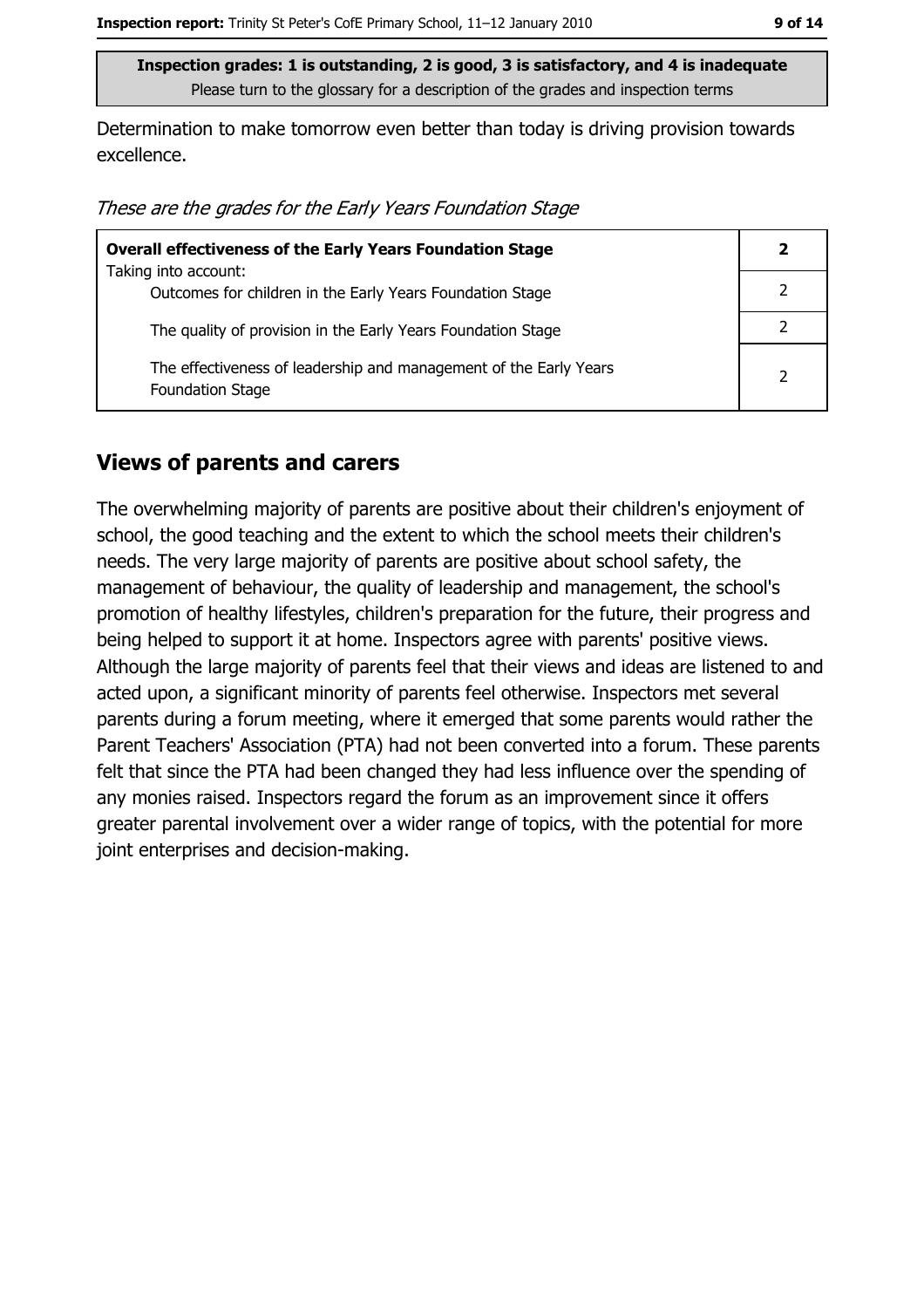**Inspection grades: 1 is outstanding, 2 is good, 3 is satisfactory, and 4 is inadequate**
Please turn to the glossary for a description of the grades and inspection terms

Determination to make tomorrow even better than today is driving provision towards excellence.

*These are the grades for the Early Years Foundation Stage*

| **Overall effectiveness of the Early Years Foundation Stage** | **2** |
|---|---|
| Taking into account: Outcomes for children in the Early Years Foundation Stage | 2 |
| The quality of provision in the Early Years Foundation Stage | 2 |
| The effectiveness of leadership and management of the Early Years Foundation Stage | 2 |

## Views of parents and carers

The overwhelming majority of parents are positive about their children's enjoyment of school, the good teaching and the extent to which the school meets their children's needs. The very large majority of parents are positive about school safety, the management of behaviour, the quality of leadership and management, the school's promotion of healthy lifestyles, children's preparation for the future, their progress and being helped to support it at home. Inspectors agree with parents' positive views. Although the large majority of parents feel that their views and ideas are listened to and acted upon, a significant minority of parents feel otherwise. Inspectors met several parents during a forum meeting, where it emerged that some parents would rather the Parent Teachers' Association (PTA) had not been converted into a forum. These parents felt that since the PTA had been changed they had less influence over the spending of any monies raised. Inspectors regard the forum as an improvement since it offers greater parental involvement over a wider range of topics, with the potential for more joint enterprises and decision-making.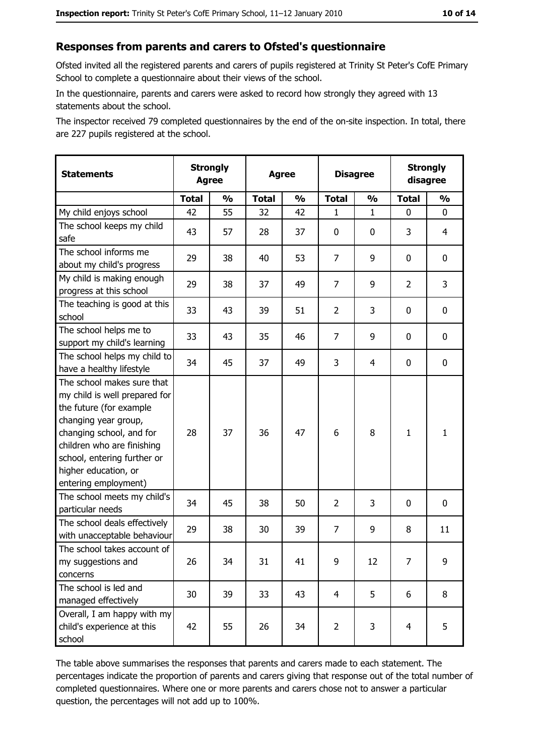## Responses from parents and carers to Ofsted's questionnaire

Ofsted invited all the registered parents and carers of pupils registered at Trinity St Peter's CofE Primary School to complete a questionnaire about their views of the school.

In the questionnaire, parents and carers were asked to record how strongly they agreed with 13 statements about the school.

The inspector received 79 completed questionnaires by the end of the on-site inspection. In total, there are 227 pupils registered at the school.

| Statements | Strongly Agree | | Agree | | Disagree | | Strongly disagree | |
|---|---|---|---|---|---|---|---|---|
| | Total | % | Total | % | Total | % | Total | % |
| My child enjoys school | 42 | 55 | 32 | 42 | 1 | 1 | 0 | 0 |
| The school keeps my child safe | 43 | 57 | 28 | 37 | 0 | 0 | 3 | 4 |
| The school informs me about my child's progress | 29 | 38 | 40 | 53 | 7 | 9 | 0 | 0 |
| My child is making enough progress at this school | 29 | 38 | 37 | 49 | 7 | 9 | 2 | 3 |
| The teaching is good at this school | 33 | 43 | 39 | 51 | 2 | 3 | 0 | 0 |
| The school helps me to support my child's learning | 33 | 43 | 35 | 46 | 7 | 9 | 0 | 0 |
| The school helps my child to have a healthy lifestyle | 34 | 45 | 37 | 49 | 3 | 4 | 0 | 0 |
| The school makes sure that my child is well prepared for the future (for example changing year group, changing school, and for children who are finishing school, entering further or higher education, or entering employment) | 28 | 37 | 36 | 47 | 6 | 8 | 1 | 1 |
| The school meets my child's particular needs | 34 | 45 | 38 | 50 | 2 | 3 | 0 | 0 |
| The school deals effectively with unacceptable behaviour | 29 | 38 | 30 | 39 | 7 | 9 | 8 | 11 |
| The school takes account of my suggestions and concerns | 26 | 34 | 31 | 41 | 9 | 12 | 7 | 9 |
| The school is led and managed effectively | 30 | 39 | 33 | 43 | 4 | 5 | 6 | 8 |
| Overall, I am happy with my child's experience at this school | 42 | 55 | 26 | 34 | 2 | 3 | 4 | 5 |

The table above summarises the responses that parents and carers made to each statement. The percentages indicate the proportion of parents and carers giving that response out of the total number of completed questionnaires. Where one or more parents and carers chose not to answer a particular question, the percentages will not add up to 100%.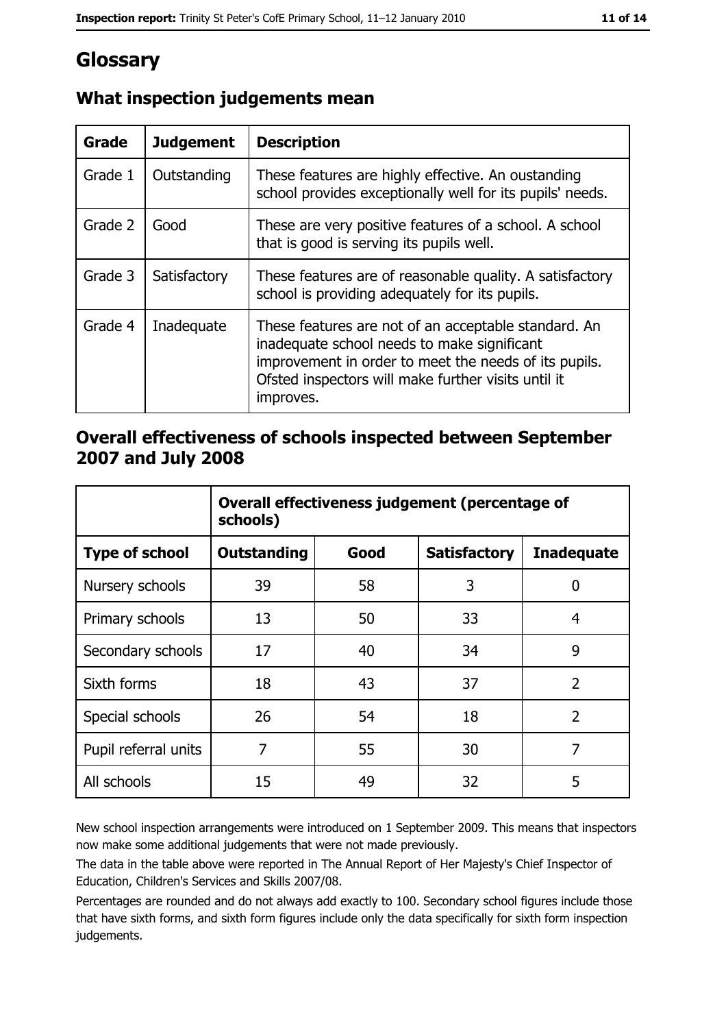# Glossary

## What inspection judgements mean

| Grade | Judgement | Description |
|---|---|---|
| Grade 1 | Outstanding | These features are highly effective. An oustanding school provides exceptionally well for its pupils' needs. |
| Grade 2 | Good | These are very positive features of a school. A school that is good is serving its pupils well. |
| Grade 3 | Satisfactory | These features are of reasonable quality. A satisfactory school is providing adequately for its pupils. |
| Grade 4 | Inadequate | These features are not of an acceptable standard. An inadequate school needs to make significant improvement in order to meet the needs of its pupils. Ofsted inspectors will make further visits until it improves. |

## Overall effectiveness of schools inspected between September 2007 and July 2008

| | Overall effectiveness judgement (percentage of schools) | | | |
|---|---|---|---|---|
| **Type of school** | **Outstanding** | **Good** | **Satisfactory** | **Inadequate** |
| Nursery schools | 39 | 58 | 3 | 0 |
| Primary schools | 13 | 50 | 33 | 4 |
| Secondary schools | 17 | 40 | 34 | 9 |
| Sixth forms | 18 | 43 | 37 | 2 |
| Special schools | 26 | 54 | 18 | 2 |
| Pupil referral units | 7 | 55 | 30 | 7 |
| All schools | 15 | 49 | 32 | 5 |

New school inspection arrangements were introduced on 1 September 2009. This means that inspectors now make some additional judgements that were not made previously.

The data in the table above were reported in The Annual Report of Her Majesty's Chief Inspector of Education, Children's Services and Skills 2007/08.

Percentages are rounded and do not always add exactly to 100. Secondary school figures include those that have sixth forms, and sixth form figures include only the data specifically for sixth form inspection judgements.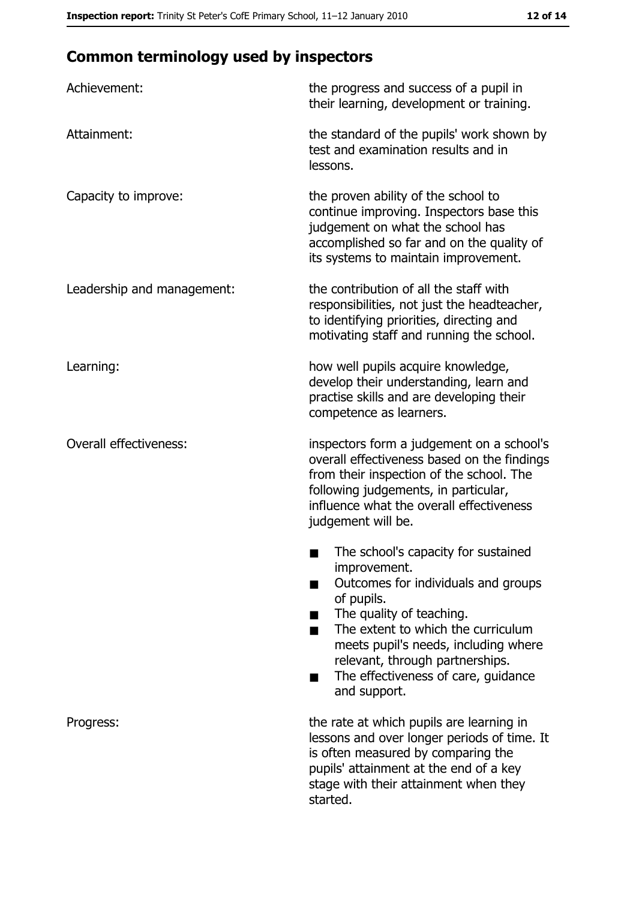## Common terminology used by inspectors

| | |
|---|---|
| Achievement: | the progress and success of a pupil in their learning, development or training. |
| Attainment: | the standard of the pupils' work shown by test and examination results and in lessons. |
| Capacity to improve: | the proven ability of the school to continue improving. Inspectors base this judgement on what the school has accomplished so far and on the quality of its systems to maintain improvement. |
| Leadership and management: | the contribution of all the staff with responsibilities, not just the headteacher, to identifying priorities, directing and motivating staff and running the school. |
| Learning: | how well pupils acquire knowledge, develop their understanding, learn and practise skills and are developing their competence as learners. |
| Overall effectiveness: | inspectors form a judgement on a school's overall effectiveness based on the findings from their inspection of the school. The following judgements, in particular, influence what the overall effectiveness judgement will be. ■ The school's capacity for sustained improvement. ■ Outcomes for individuals and groups of pupils. ■ The quality of teaching. ■ The extent to which the curriculum meets pupil's needs, including where relevant, through partnerships. ■ The effectiveness of care, guidance and support. |
| Progress: | the rate at which pupils are learning in lessons and over longer periods of time. It is often measured by comparing the pupils' attainment at the end of a key stage with their attainment when they started. |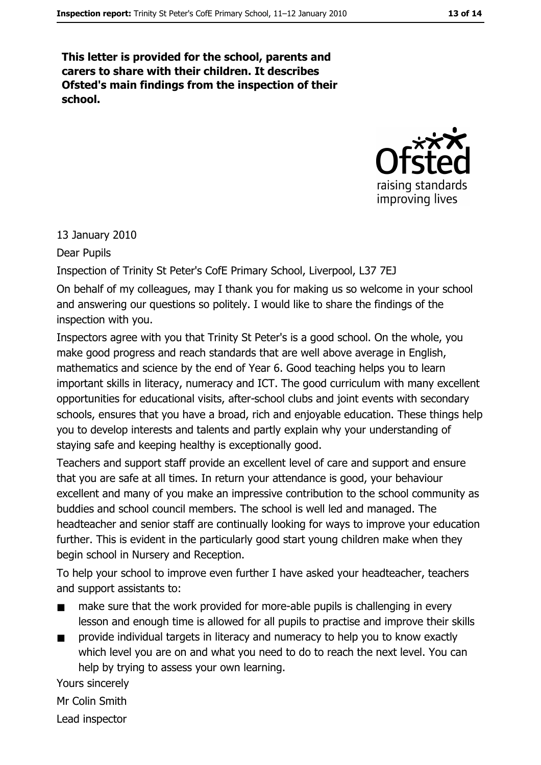**This letter is provided for the school, parents and carers to share with their children. It describes Ofsted's main findings from the inspection of their school.**

13 January 2010

Dear Pupils

Inspection of Trinity St Peter's CofE Primary School, Liverpool, L37 7EJ

On behalf of my colleagues, may I thank you for making us so welcome in your school and answering our questions so politely. I would like to share the findings of the inspection with you.

Inspectors agree with you that Trinity St Peter's is a good school. On the whole, you make good progress and reach standards that are well above average in English, mathematics and science by the end of Year 6. Good teaching helps you to learn important skills in literacy, numeracy and ICT. The good curriculum with many excellent opportunities for educational visits, after-school clubs and joint events with secondary schools, ensures that you have a broad, rich and enjoyable education. These things help you to develop interests and talents and partly explain why your understanding of staying safe and keeping healthy is exceptionally good.

Teachers and support staff provide an excellent level of care and support and ensure that you are safe at all times. In return your attendance is good, your behaviour excellent and many of you make an impressive contribution to the school community as buddies and school council members. The school is well led and managed. The headteacher and senior staff are continually looking for ways to improve your education further. This is evident in the particularly good start young children make when they begin school in Nursery and Reception.

To help your school to improve even further I have asked your headteacher, teachers and support assistants to:

- make sure that the work provided for more-able pupils is challenging in every lesson and enough time is allowed for all pupils to practise and improve their skills
- provide individual targets in literacy and numeracy to help you to know exactly which level you are on and what you need to do to reach the next level. You can help by trying to assess your own learning.

Yours sincerely

Mr Colin Smith

Lead inspector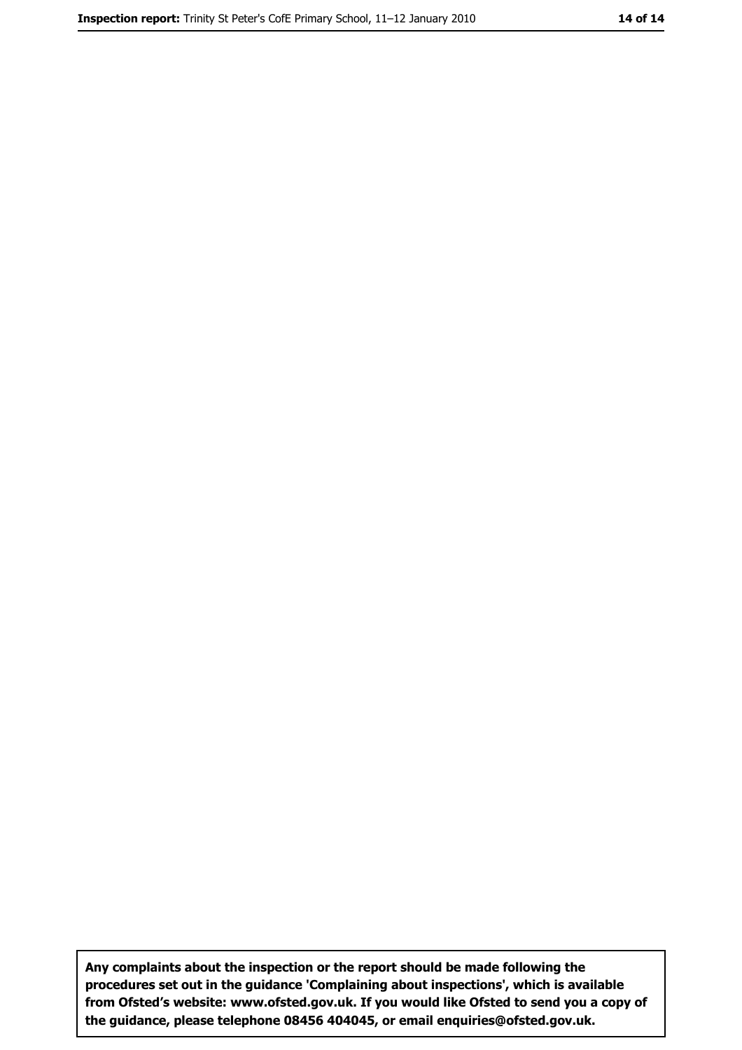**Any complaints about the inspection or the report should be made following the procedures set out in the guidance 'Complaining about inspections', which is available from Ofsted's website: www.ofsted.gov.uk. If you would like Ofsted to send you a copy of the guidance, please telephone 08456 404045, or email enquiries@ofsted.gov.uk.**